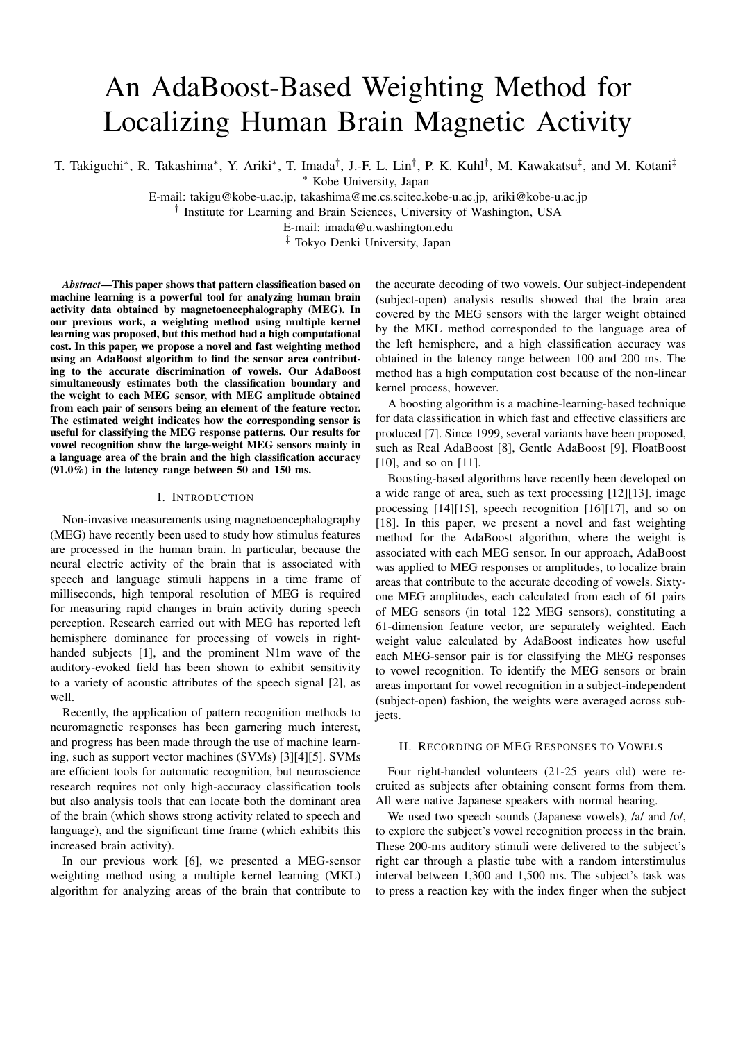# An AdaBoost-Based Weighting Method for Localizing Human Brain Magnetic Activity

T. Takiguchi*, R. Takashima*, Y. Ariki*, T. Imada†, J.-F. L. Lin†, P. K. Kuhl†, M. Kawakatsu‡, and M. Kotani‡

\* Kobe University, Japan

E-mail: takigu@kobe-u.ac.jp, takashima@me.cs.scitec.kobe-u.ac.jp, ariki@kobe-u.ac.jp

† Institute for Learning and Brain Sciences, University of Washington, USA

E-mail: imada@u.washington.edu

‡ Tokyo Denki University, Japan

***Abstract*—This paper shows that pattern classification based on machine learning is a powerful tool for analyzing human brain activity data obtained by magnetoencephalography (MEG). In our previous work, a weighting method using multiple kernel learning was proposed, but this method had a high computational cost. In this paper, we propose a novel and fast weighting method using an AdaBoost algorithm to find the sensor area contributing to the accurate discrimination of vowels. Our AdaBoost simultaneously estimates both the classification boundary and the weight to each MEG sensor, with MEG amplitude obtained from each pair of sensors being an element of the feature vector. The estimated weight indicates how the corresponding sensor is useful for classifying the MEG response patterns. Our results for vowel recognition show the large-weight MEG sensors mainly in a language area of the brain and the high classification accuracy (91.0%) in the latency range between 50 and 150 ms.**

## I. Introduction

Non-invasive measurements using magnetoencephalography (MEG) have recently been used to study how stimulus features are processed in the human brain. In particular, because the neural electric activity of the brain that is associated with speech and language stimuli happens in a time frame of milliseconds, high temporal resolution of MEG is required for measuring rapid changes in brain activity during speech perception. Research carried out with MEG has reported left hemisphere dominance for processing of vowels in right-handed subjects [1], and the prominent N1m wave of the auditory-evoked field has been shown to exhibit sensitivity to a variety of acoustic attributes of the speech signal [2], as well.

Recently, the application of pattern recognition methods to neuromagnetic responses has been garnering much interest, and progress has been made through the use of machine learning, such as support vector machines (SVMs) [3][4][5]. SVMs are efficient tools for automatic recognition, but neuroscience research requires not only high-accuracy classification tools but also analysis tools that can locate both the dominant area of the brain (which shows strong activity related to speech and language), and the significant time frame (which exhibits this increased brain activity).

In our previous work [6], we presented a MEG-sensor weighting method using a multiple kernel learning (MKL) algorithm for analyzing areas of the brain that contribute to the accurate decoding of two vowels. Our subject-independent (subject-open) analysis results showed that the brain area covered by the MEG sensors with the larger weight obtained by the MKL method corresponded to the language area of the left hemisphere, and a high classification accuracy was obtained in the latency range between 100 and 200 ms. The method has a high computation cost because of the non-linear kernel process, however.

A boosting algorithm is a machine-learning-based technique for data classification in which fast and effective classifiers are produced [7]. Since 1999, several variants have been proposed, such as Real AdaBoost [8], Gentle AdaBoost [9], FloatBoost [10], and so on [11].

Boosting-based algorithms have recently been developed on a wide range of area, such as text processing [12][13], image processing [14][15], speech recognition [16][17], and so on [18]. In this paper, we present a novel and fast weighting method for the AdaBoost algorithm, where the weight is associated with each MEG sensor. In our approach, AdaBoost was applied to MEG responses or amplitudes, to localize brain areas that contribute to the accurate decoding of vowels. Sixty-one MEG amplitudes, each calculated from each of 61 pairs of MEG sensors (in total 122 MEG sensors), constituting a 61-dimension feature vector, are separately weighted. Each weight value calculated by AdaBoost indicates how useful each MEG-sensor pair is for classifying the MEG responses to vowel recognition. To identify the MEG sensors or brain areas important for vowel recognition in a subject-independent (subject-open) fashion, the weights were averaged across subjects.

## II. Recording of MEG Responses to Vowels

Four right-handed volunteers (21-25 years old) were recruited as subjects after obtaining consent forms from them. All were native Japanese speakers with normal hearing.

We used two speech sounds (Japanese vowels), /a/ and /o/, to explore the subject's vowel recognition process in the brain. These 200-ms auditory stimuli were delivered to the subject's right ear through a plastic tube with a random interstimulus interval between 1,300 and 1,500 ms. The subject's task was to press a reaction key with the index finger when the subject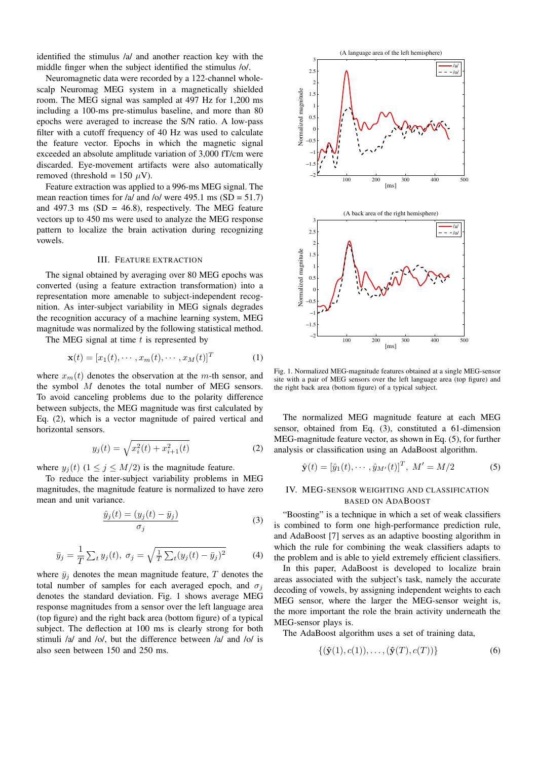identified the stimulus /a/ and another reaction key with the middle finger when the subject identified the stimulus /o/.

Neuromagnetic data were recorded by a 122-channel whole-scalp Neuromag MEG system in a magnetically shielded room. The MEG signal was sampled at 497 Hz for 1,200 ms including a 100-ms pre-stimulus baseline, and more than 80 epochs were averaged to increase the S/N ratio. A low-pass filter with a cutoff frequency of 40 Hz was used to calculate the feature vector. Epochs in which the magnetic signal exceeded an absolute amplitude variation of 3,000 fT/cm were discarded. Eye-movement artifacts were also automatically removed (threshold = 150 $\mu$V).

Feature extraction was applied to a 996-ms MEG signal. The mean reaction times for /a/ and /o/ were 495.1 ms (SD = 51.7) and 497.3 ms (SD = 46.8), respectively. The MEG feature vectors up to 450 ms were used to analyze the MEG response pattern to localize the brain activation during recognizing vowels.

## III. Feature Extraction

The signal obtained by averaging over 80 MEG epochs was converted (using a feature extraction transformation) into a representation more amenable to subject-independent recognition. As inter-subject variability in MEG signals degrades the recognition accuracy of a machine learning system, MEG magnitude was normalized by the following statistical method.

The MEG signal at time $t$ is represented by

$$\mathbf{x}(t) = [x_1(t), \cdots, x_m(t), \cdots, x_M(t)]^T \tag{1}$$

where $x_m(t)$ denotes the observation at the $m$-th sensor, and the symbol $M$ denotes the total number of MEG sensors. To avoid canceling problems due to the polarity difference between subjects, the MEG magnitude was first calculated by Eq. (2), which is a vector magnitude of paired vertical and horizontal sensors.

$$y_j(t) = \sqrt{x_i^2(t) + x_{i+1}^2(t)} \tag{2}$$

where $y_j(t)$ $(1 \leq j \leq M/2)$ is the magnitude feature.

To reduce the inter-subject variability problems in MEG magnitudes, the magnitude feature is normalized to have zero mean and unit variance.

$$\hat{y}_j(t) = \frac{(y_j(t) - \bar{y}_j)}{\sigma_j} \tag{3}$$

$$\bar{y}_j = \frac{1}{T}\sum_t y_j(t), \ \sigma_j = \sqrt{\tfrac{1}{T}\sum_t (y_j(t) - \bar{y}_j)^2} \tag{4}$$

where $\bar{y}_j$ denotes the mean magnitude feature, $T$ denotes the total number of samples for each averaged epoch, and $\sigma_j$ denotes the standard deviation. Fig. 1 shows average MEG response magnitudes from a sensor over the left language area (top figure) and the right back area (bottom figure) of a typical subject. The deflection at 100 ms is clearly strong for both stimuli /a/ and /o/, but the difference between /a/ and /o/ is also seen between 150 and 250 ms.

Fig. 1. Normalized MEG-magnitude features obtained at a single MEG-sensor site with a pair of MEG sensors over the left language area (top figure) and the right back area (bottom figure) of a typical subject.

The normalized MEG magnitude feature at each MEG sensor, obtained from Eq. (3), constituted a 61-dimension MEG-magnitude feature vector, as shown in Eq. (5), for further analysis or classification using an AdaBoost algorithm.

$$\hat{\mathbf{y}}(t) = [\hat{y}_1(t), \cdots, \hat{y}_{M'}(t)]^T, \ M' = M/2 \tag{5}$$

## IV. MEG-Sensor Weighting and Classification Based on AdaBoost

"Boosting" is a technique in which a set of weak classifiers is combined to form one high-performance prediction rule, and AdaBoost [7] serves as an adaptive boosting algorithm in which the rule for combining the weak classifiers adapts to the problem and is able to yield extremely efficient classifiers.

In this paper, AdaBoost is developed to localize brain areas associated with the subject's task, namely the accurate decoding of vowels, by assigning independent weights to each MEG sensor, where the larger the MEG-sensor weight is, the more important the role the brain activity underneath the MEG-sensor plays is.

The AdaBoost algorithm uses a set of training data,

$$\{(\hat{\mathbf{y}}(1), c(1)), \ldots, (\hat{\mathbf{y}}(T), c(T))\} \tag{6}$$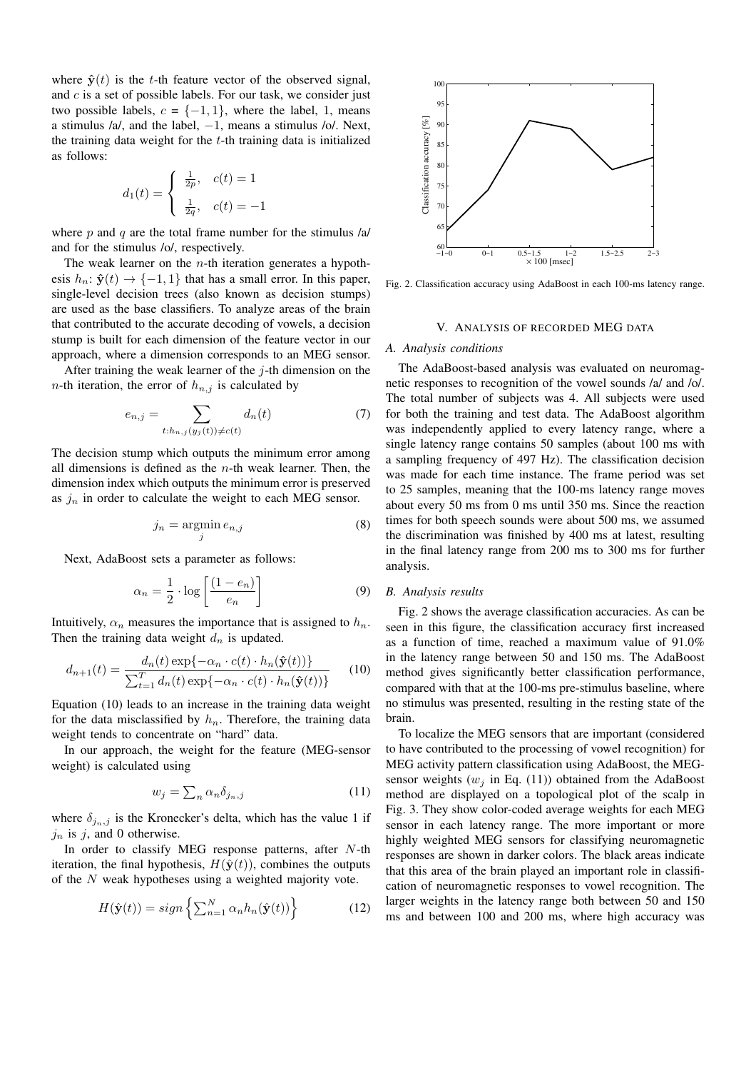where $\hat{\mathbf{y}}(t)$ is the $t$-th feature vector of the observed signal, and $c$ is a set of possible labels. For our task, we consider just two possible labels, $c = \{-1, 1\}$, where the label, 1, means a stimulus /a/, and the label, $-1$, means a stimulus /o/. Next, the training data weight for the $t$-th training data is initialized as follows:

$$d_1(t) = \begin{cases} \frac{1}{2p}, & c(t) = 1 \\ \frac{1}{2q}, & c(t) = -1 \end{cases}$$

where $p$ and $q$ are the total frame number for the stimulus /a/ and for the stimulus /o/, respectively.

The weak learner on the $n$-th iteration generates a hypothesis $h_n$: $\hat{\mathbf{y}}(t) \rightarrow \{-1, 1\}$ that has a small error. In this paper, single-level decision trees (also known as decision stumps) are used as the base classifiers. To analyze areas of the brain that contributed to the accurate decoding of vowels, a decision stump is built for each dimension of the feature vector in our approach, where a dimension corresponds to an MEG sensor.

After training the weak learner of the $j$-th dimension on the $n$-th iteration, the error of $h_{n,j}$ is calculated by

$$e_{n,j} = \sum_{t:h_{n,j}(y_j(t)) \neq c(t)} d_n(t) \tag{7}$$

The decision stump which outputs the minimum error among all dimensions is defined as the $n$-th weak learner. Then, the dimension index which outputs the minimum error is preserved as $j_n$ in order to calculate the weight to each MEG sensor.

$$j_n = \underset{j}{\operatorname{argmin}}\, e_{n,j} \tag{8}$$

Next, AdaBoost sets a parameter as follows:

$$\alpha_n = \frac{1}{2} \cdot \log\left[\frac{(1 - e_n)}{e_n}\right] \tag{9}$$

Intuitively, $\alpha_n$ measures the importance that is assigned to $h_n$. Then the training data weight $d_n$ is updated.

$$d_{n+1}(t) = \frac{d_n(t) \exp\{-\alpha_n \cdot c(t) \cdot h_n(\hat{\mathbf{y}}(t))\}}{\sum_{t=1}^{T} d_n(t) \exp\{-\alpha_n \cdot c(t) \cdot h_n(\hat{\mathbf{y}}(t))\}} \tag{10}$$

Equation (10) leads to an increase in the training data weight for the data misclassified by $h_n$. Therefore, the training data weight tends to concentrate on "hard" data.

In our approach, the weight for the feature (MEG-sensor weight) is calculated using

$$w_j = \textstyle\sum_n \alpha_n \delta_{j_n,j} \tag{11}$$

where $\delta_{j_n,j}$ is the Kronecker's delta, which has the value 1 if $j_n$ is $j$, and 0 otherwise.

In order to classify MEG response patterns, after $N$-th iteration, the final hypothesis, $H(\hat{\mathbf{y}}(t))$, combines the outputs of the $N$ weak hypotheses using a weighted majority vote.

$$H(\hat{\mathbf{y}}(t)) = sign\left\{\textstyle\sum_{n=1}^{N} \alpha_n h_n(\hat{\mathbf{y}}(t))\right\} \tag{12}$$

Fig. 2. Classification accuracy using AdaBoost in each 100-ms latency range.

## V. Analysis of recorded MEG data

### A. Analysis conditions

The AdaBoost-based analysis was evaluated on neuromagnetic responses to recognition of the vowel sounds /a/ and /o/. The total number of subjects was 4. All subjects were used for both the training and test data. The AdaBoost algorithm was independently applied to every latency range, where a single latency range contains 50 samples (about 100 ms with a sampling frequency of 497 Hz). The classification decision was made for each time instance. The frame period was set to 25 samples, meaning that the 100-ms latency range moves about every 50 ms from 0 ms until 350 ms. Since the reaction times for both speech sounds were about 500 ms, we assumed the discrimination was finished by 400 ms at latest, resulting in the final latency range from 200 ms to 300 ms for further analysis.

### B. Analysis results

Fig. 2 shows the average classification accuracies. As can be seen in this figure, the classification accuracy first increased as a function of time, reached a maximum value of 91.0% in the latency range between 50 and 150 ms. The AdaBoost method gives significantly better classification performance, compared with that at the 100-ms pre-stimulus baseline, where no stimulus was presented, resulting in the resting state of the brain.

To localize the MEG sensors that are important (considered to have contributed to the processing of vowel recognition) for MEG activity pattern classification using AdaBoost, the MEG-sensor weights ($w_j$ in Eq. (11)) obtained from the AdaBoost method are displayed on a topological plot of the scalp in Fig. 3. They show color-coded average weights for each MEG sensor in each latency range. The more important or more highly weighted MEG sensors for classifying neuromagnetic responses are shown in darker colors. The black areas indicate that this area of the brain played an important role in classification of neuromagnetic responses to vowel recognition. The larger weights in the latency range both between 50 and 150 ms and between 100 and 200 ms, where high accuracy was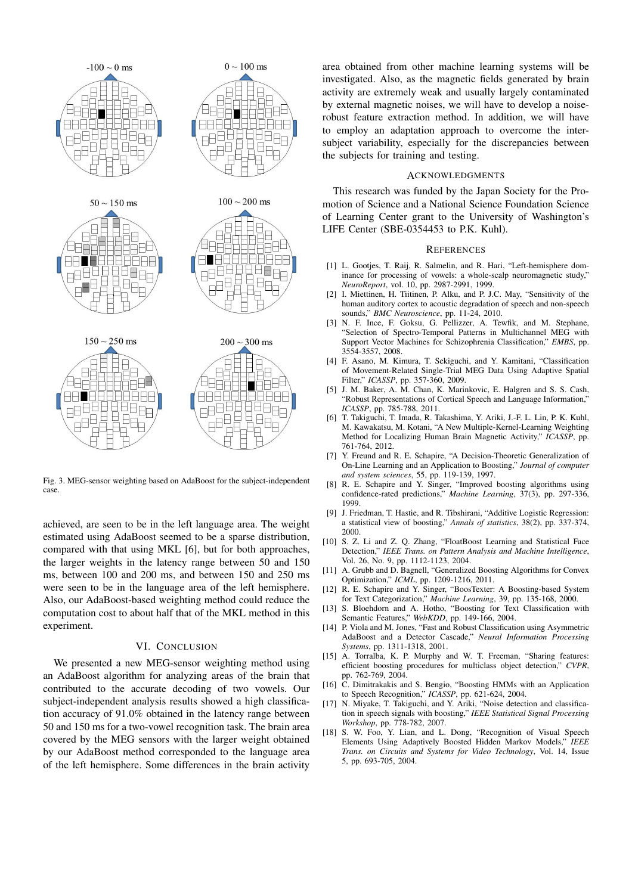-100 ~ 0 ms

0 ~ 100 ms

50 ~ 150 ms

100 ~ 200 ms

150 ~ 250 ms

200 ~ 300 ms

Fig. 3. MEG-sensor weighting based on AdaBoost for the subject-independent case.

achieved, are seen to be in the left language area. The weight estimated using AdaBoost seemed to be a sparse distribution, compared with that using MKL [6], but for both approaches, the larger weights in the latency range between 50 and 150 ms, between 100 and 200 ms, and between 150 and 250 ms were seen to be in the language area of the left hemisphere. Also, our AdaBoost-based weighting method could reduce the computation cost to about half that of the MKL method in this experiment.

## VI. Conclusion

We presented a new MEG-sensor weighting method using an AdaBoost algorithm for analyzing areas of the brain that contributed to the accurate decoding of two vowels. Our subject-independent analysis results showed a high classification accuracy of 91.0% obtained in the latency range between 50 and 150 ms for a two-vowel recognition task. The brain area covered by the MEG sensors with the larger weight obtained by our AdaBoost method corresponded to the language area of the left hemisphere. Some differences in the brain activity area obtained from other machine learning systems will be investigated. Also, as the magnetic fields generated by brain activity are extremely weak and usually largely contaminated by external magnetic noises, we will have to develop a noise-robust feature extraction method. In addition, we will have to employ an adaptation approach to overcome the inter-subject variability, especially for the discrepancies between the subjects for training and testing.

## Acknowledgments

This research was funded by the Japan Society for the Promotion of Science and a National Science Foundation Science of Learning Center grant to the University of Washington's LIFE Center (SBE-0354453 to P.K. Kuhl).

## References

[1] L. Gootjes, T. Raij, R. Salmelin, and R. Hari, "Left-hemisphere dominance for processing of vowels: a whole-scalp neuromagnetic study," *NeuroReport*, vol. 10, pp. 2987-2991, 1999.

[2] I. Miettinen, H. Tiitinen, P. Alku, and P. J.C. May, "Sensitivity of the human auditory cortex to acoustic degradation of speech and non-speech sounds," *BMC Neuroscience*, pp. 11-24, 2010.

[3] N. F. Ince, F. Goksu, G. Pellizzer, A. Tewfik, and M. Stephane, "Selection of Spectro-Temporal Patterns in Multichannel MEG with Support Vector Machines for Schizophrenia Classification," *EMBS*, pp. 3554-3557, 2008.

[4] F. Asano, M. Kimura, T. Sekiguchi, and Y. Kamitani, "Classification of Movement-Related Single-Trial MEG Data Using Adaptive Spatial Filter," *ICASSP*, pp. 357-360, 2009.

[5] J. M. Baker, A. M. Chan, K. Marinkovic, E. Halgren and S. S. Cash, "Robust Representations of Cortical Speech and Language Information," *ICASSP*, pp. 785-788, 2011.

[6] T. Takiguchi, T. Imada, R. Takashima, Y. Ariki, J.-F. L. Lin, P. K. Kuhl, M. Kawakatsu, M. Kotani, "A New Multiple-Kernel-Learning Weighting Method for Localizing Human Brain Magnetic Activity," *ICASSP*, pp. 761-764, 2012.

[7] Y. Freund and R. E. Schapire, "A Decision-Theoretic Generalization of On-Line Learning and an Application to Boosting," *Journal of computer and system sciences*, 55, pp. 119-139, 1997.

[8] R. E. Schapire and Y. Singer, "Improved boosting algorithms using confidence-rated predictions," *Machine Learning*, 37(3), pp. 297-336, 1999.

[9] J. Friedman, T. Hastie, and R. Tibshirani, "Additive Logistic Regression: a statistical view of boosting," *Annals of statistics*, 38(2), pp. 337-374, 2000.

[10] S. Z. Li and Z. Q. Zhang, "FloatBoost Learning and Statistical Face Detection," *IEEE Trans. on Pattern Analysis and Machine Intelligence*, Vol. 26, No. 9, pp. 1112-1123, 2004.

[11] A. Grubb and D. Bagnell, "Generalized Boosting Algorithms for Convex Optimization," *ICML*, pp. 1209-1216, 2011.

[12] R. E. Schapire and Y. Singer, "BoosTexter: A Boosting-based System for Text Categorization," *Machine Learning*, 39, pp. 135-168, 2000.

[13] S. Bloehdorn and A. Hotho, "Boosting for Text Classification with Semantic Features," *WebKDD*, pp. 149-166, 2004.

[14] P. Viola and M. Jones, "Fast and Robust Classification using Asymmetric AdaBoost and a Detector Cascade," *Neural Information Processing Systems*, pp. 1311-1318, 2001.

[15] A. Torralba, K. P. Murphy and W. T. Freeman, "Sharing features: efficient boosting procedures for multiclass object detection," *CVPR*, pp. 762-769, 2004.

[16] C. Dimitrakakis and S. Bengio, "Boosting HMMs with an Application to Speech Recognition," *ICASSP*, pp. 621-624, 2004.

[17] N. Miyake, T. Takiguchi, and Y. Ariki, "Noise detection and classification in speech signals with boosting," *IEEE Statistical Signal Processing Workshop*, pp. 778-782, 2007.

[18] S. W. Foo, Y. Lian, and L. Dong, "Recognition of Visual Speech Elements Using Adaptively Boosted Hidden Markov Models," *IEEE Trans. on Circuits and Systems for Video Technology*, Vol. 14, Issue 5, pp. 693-705, 2004.